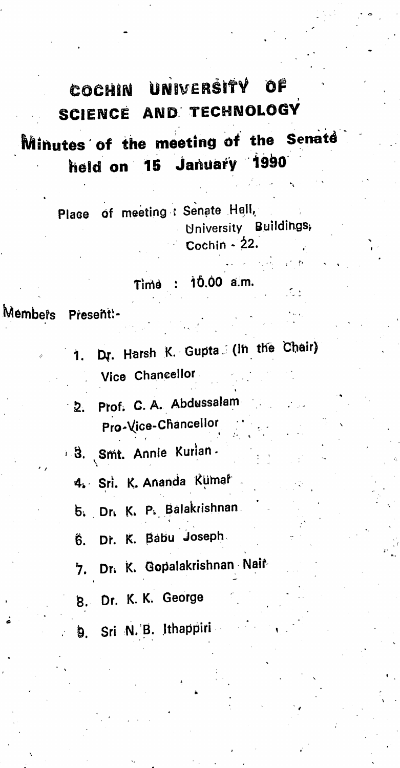# COCHIN UNIVERSITY OF SCIENCE AND TECHNOLOGY

## Minutes of the meeting of the Senate held on 15 January 1990

Place of meeting : Senate Hall,
University Buildings,
Cochin - 22.

Time : 10.00 a.m.

Members Present:-

1. Dr. Harsh K. Gupta (In the Chair)
   Vice Chancellor
2. Prof. C. A. Abdussalam
   Pro-Vice-Chancellor
3. Smt. Annie Kurian
4. Sri. K. Ananda Kumar
5. Dr. K. P. Balakrishnan
6. Dr. K. Babu Joseph
7. Dr. K. Gopalakrishnan Nair
8. Dr. K. K. George
9. Sri N. B. Ithappiri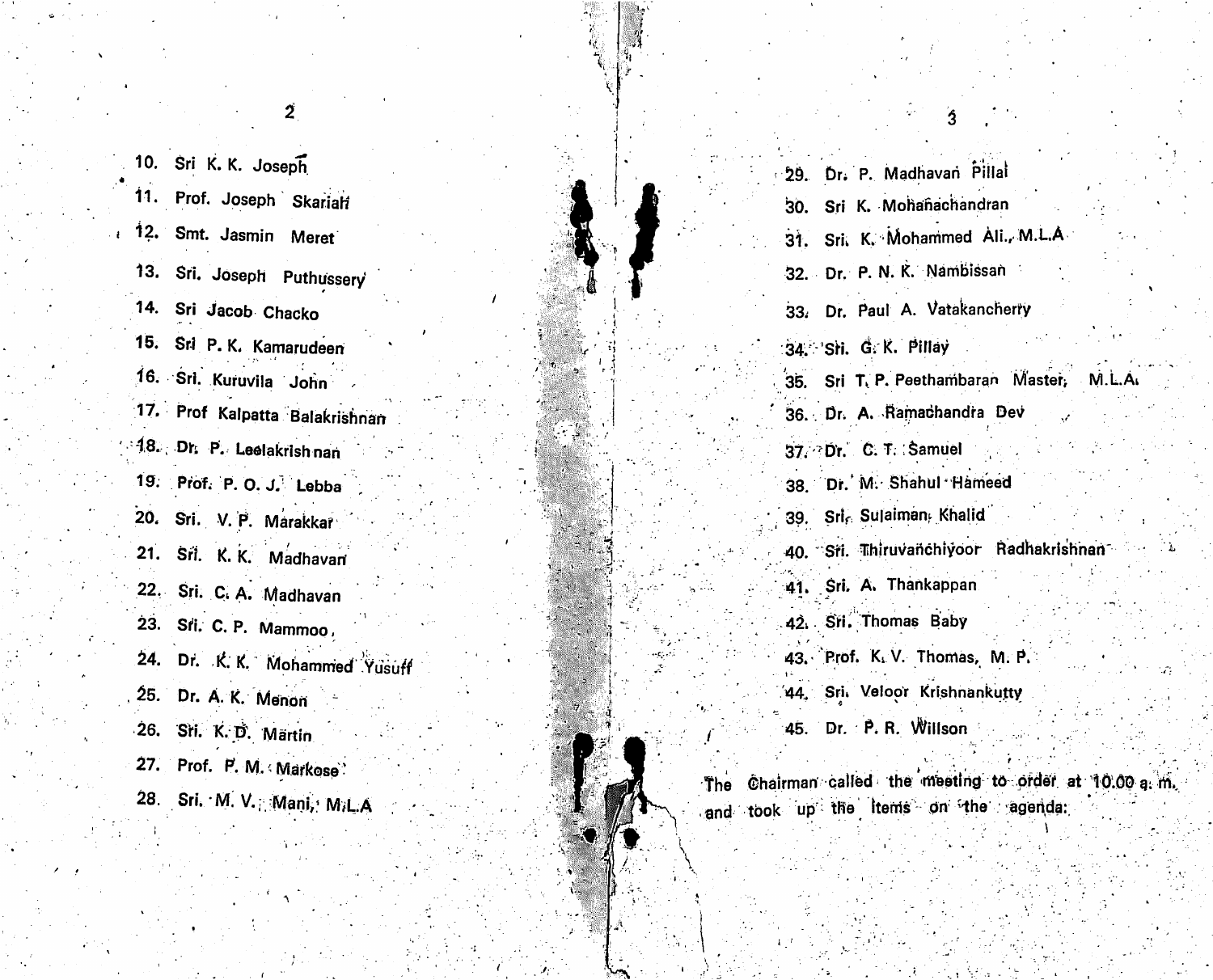10. Sri K. K. Joseph
11. Prof. Joseph Skariah
12. Smt. Jasmin Meret
13. Sri. Joseph Puthussery
14. Sri Jacob Chacko
15. Sri P. K. Kamarudeen
16. Sri. Kuruvila John
17. Prof Kalpatta Balakrishnan
18. Dr. P. Leelakrishnan
19. Prof. P. O. J. Lebba
20. Sri. V. P. Marakkar
21. Sri. K. K. Madhavan
22. Sri. C. A. Madhavan
23. Sri. C. P. Mammoo,
24. Dr. K. K. Mohammed Yusuff
25. Dr. A. K. Menon
26. Sri. K. D. Martin
27. Prof. P. M. Markose
28. Sri. M. V. Mani, M.L.A
29. Dr. P. Madhavan Pillai
30. Sri K. Mohanachandran
31. Sri. K. Mohammed Ali., M.L.A
32. Dr. P. N. K. Nambissan
33. Dr. Paul A. Vatakancherry
34. Sri. G. K. Pillay
35. Sri T. P. Peethambaran Master, M.L.A.
36. Dr. A. Ramachandra Dev
37. Dr. C. T. Samuel
38. Dr. M. Shahul Hameed
39. Sri. Sulaiman Khalid
40. Sri. Thiruvanchiyoor Radhakrishnan
41. Sri. A. Thankappan
42. Sri. Thomas Baby
43. Prof. K. V. Thomas, M. P.
44. Sri. Veloor Krishnankutty
45. Dr. P. R. Willson

The Chairman called the meeting to order at 10.00 a. m. and took up the items on the agenda: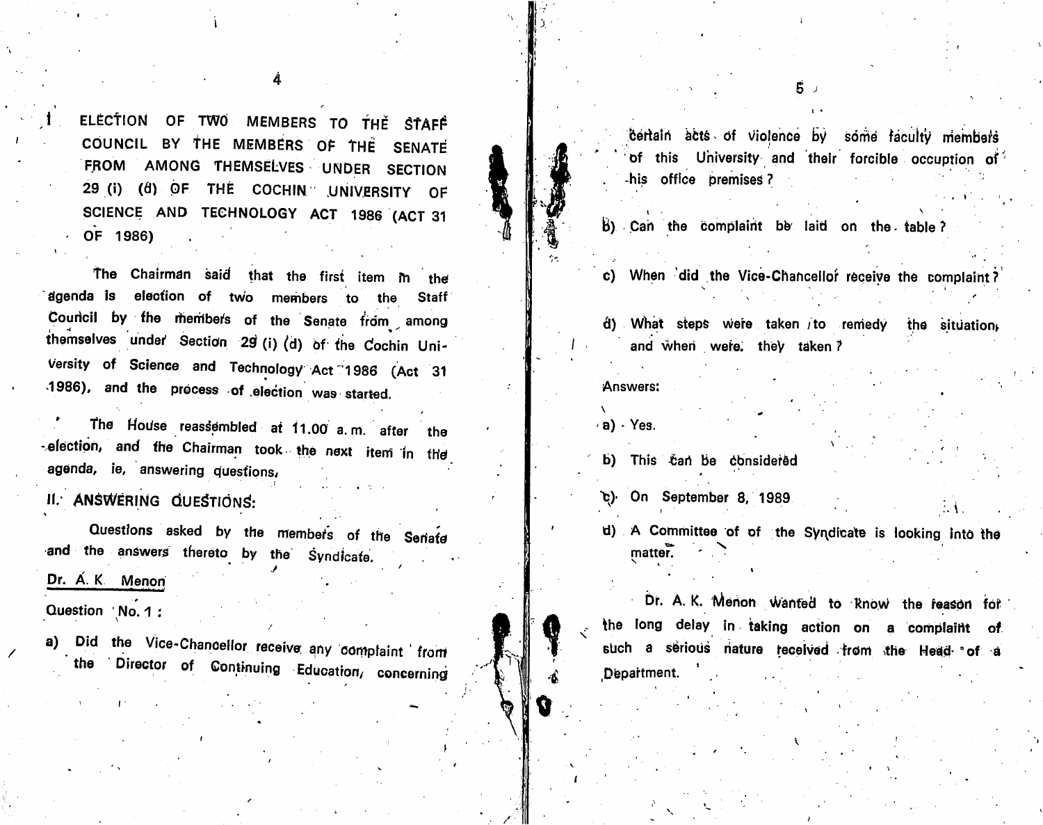## I. ELECTION OF TWO MEMBERS TO THE STAFF COUNCIL BY THE MEMBERS OF THE SENATE FROM AMONG THEMSELVES UNDER SECTION 29 (i) (d) OF THE COCHIN UNIVERSITY OF SCIENCE AND TECHNOLOGY ACT 1986 (ACT 31 OF 1986)

The Chairman said that the first item in the agenda is election of two members to the Staff Council by the members of the Senate from among themselves under Section 29 (i) (d) of the Cochin University of Science and Technology Act 1986 (Act 31 1986), and the process of election was started.

The House reassembled at 11.00 a.m. after the election, and the Chairman took the next item in the agenda, ie, answering questions,

## II. ANSWERING QUESTIONS:

Questions asked by the members of the Senate and the answers thereto by the Syndicate.

**Dr. A. K. Menon**

Question No. 1 :

a) Did the Vice-Chancellor receive any complaint from the Director of Continuing Education, concerning certain acts of violence by some faculty members of this University and their forcible occupation of his office premises?

b) Can the complaint be laid on the table?

c) When did the Vice-Chancellor receive the complaint?

d) What steps were taken to remedy the situation, and when were they taken?

Answers:

a) Yes.

b) This can be considered

c) On September 8, 1989

d) A Committee of of the Syndicate is looking into the matter.

Dr. A. K. Menon wanted to know the reason for the long delay in taking action on a complaint of such a serious nature received from the Head of a Department.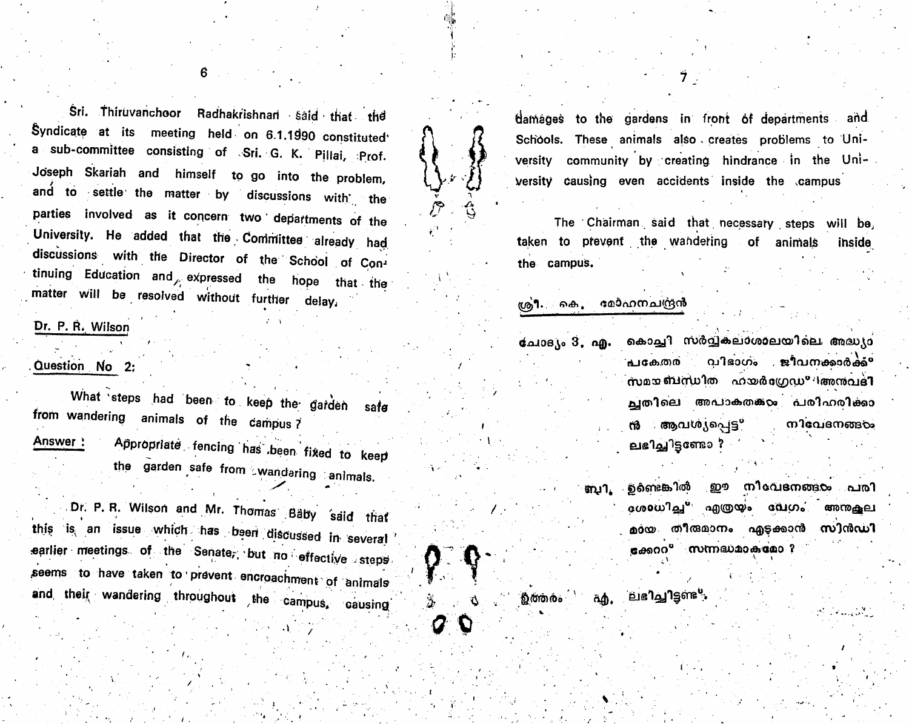Sri. Thiruvanchoor Radhakrishnan said that the Syndicate at its meeting held on 6.1.1990 constituted a sub-committee consisting of Sri. G. K. Pillai, Prof. Joseph Skariah and himself to go into the problem, and to settle the matter by discussions with the parties involved as it concern two departments of the University. He added that the Committee already had discussions with the Director of the School of Continuing Education and expressed the hope that the matter will be resolved without further delay.

**Dr. P. R. Wilson**

**Question No 2:**

What steps had been to keep the garden safe from wandering animals of the campus?

**Answer :** Appropriate fencing has been fixed to keep the garden safe from wandaring animals.

Dr. P. R. Wilson and Mr. Thomas Baby said that this is an issue which has been discussed in several earlier meetings of the Senate, but no effective steps seems to have taken to prevent encroachment of animals and their wandering throughout the campus, causing damages to the gardens in front of departments and Schools. These animals also creates problems to University community by creating hindrance in the University causing even accidents inside the campus

The Chairman said that necessary steps will be taken to prevent the wandering of animals inside the campus.

**ശ്രീ. കെ. മോഹനചന്ദ്രൻ**

ചോദ്യം 3. എ. കൊച്ചി സർവ്വകലാശാലയിലെ അദ്ധ്യാപകേതര വിഭാഗം ജീവനക്കാർക്ക് സമയബന്ധിത ഹയർഗ്രേഡ് അനുവദിച്ചതിലെ അപാകതകൾ പരിഹരിക്കാൻ ആവശ്യപ്പെട്ട് നിവേദനങ്ങൾ ലഭിച്ചിട്ടുണ്ടോ ?

ബി. ഉണ്ടെങ്കിൽ ഈ നിവേദനങ്ങൾ പരിശോധിച്ച് എത്രയും വേഗം അനുകൂലമായ തീരുമാനം എടുക്കാൻ സിൻഡിക്കേറ്റ് സന്നദ്ധമാകുമോ ?

ഉത്തരം എ. ലഭിച്ചിട്ടുണ്ട്.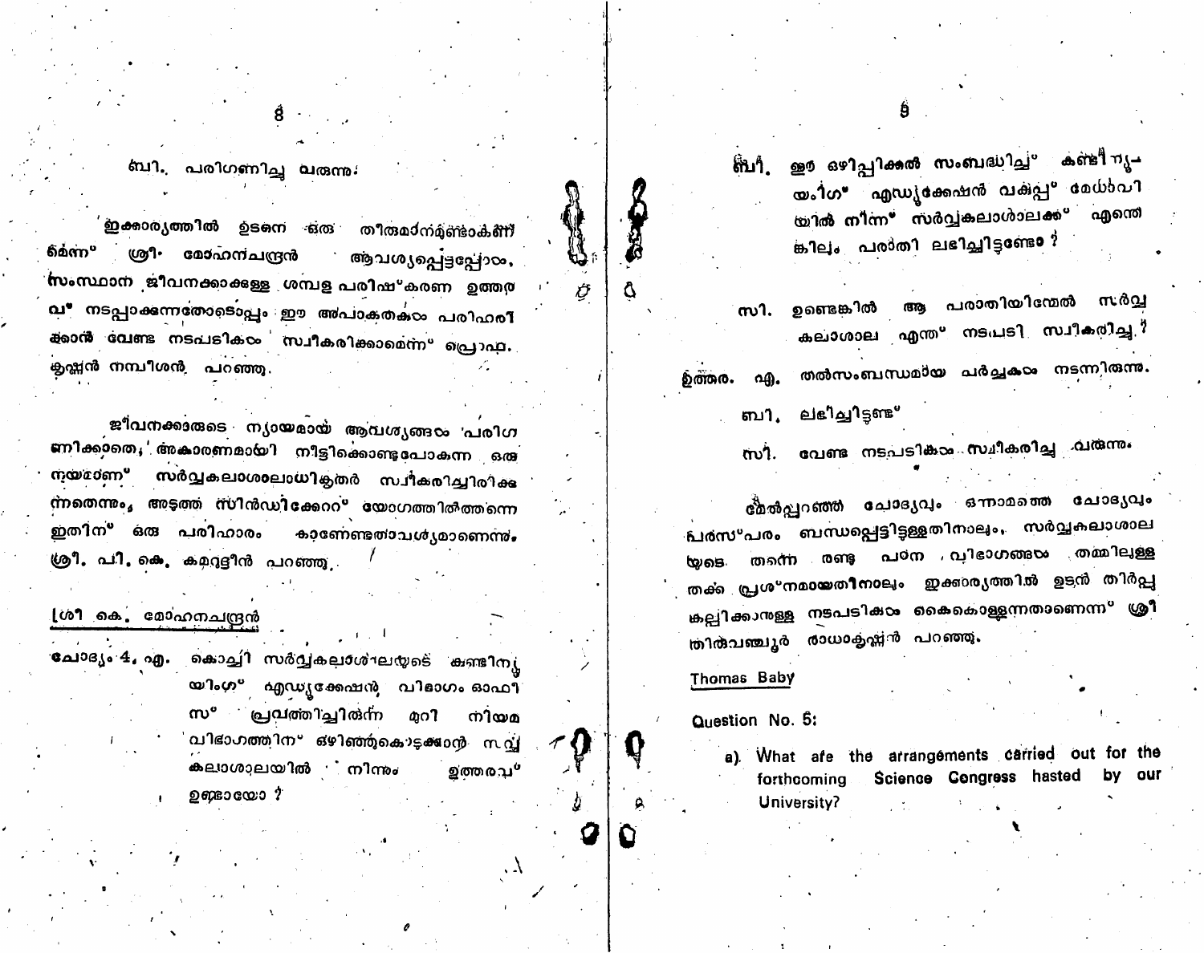ബി. പരിഗണിച്ചു വരുന്നു.

ഇക്കാര്യത്തിൽ ഉടനെ ഒരു തീരുമാനമുണ്ടാകണമെന്ന് ശ്രീ. മോഹനചന്ദ്രൻ ആവശ്യപ്പെട്ടപ്പോൾ, സംസ്ഥാന ജീവനക്കാരുടെ ശമ്പള പരിഷ്കരണ ഉത്തരവ് നടപ്പാക്കുന്നതോടൊപ്പം ഈ അപാകതകൾ പരിഹരിക്കാൻ വേണ്ട നടപടികൾ സ്വീകരിക്കാമെന്ന് പ്രൊഫ. കൃഷ്ണൻ നമ്പീശൻ പറഞ്ഞു.

ജീവനക്കാരുടെ ന്യായമായ ആവശ്യങ്ങൾ പരിഗണിക്കാതെ, അകാരണമായി നീട്ടിക്കൊണ്ടുപോകുന്ന ഒരു നയമാണ് സർവ്വകലാശാലാധികൃതർ സ്വീകരിച്ചിരിക്കുന്നതെന്നും, അടുത്ത സിൻഡിക്കേറ്റ് യോഗത്തിൽത്തന്നെ ഇതിന് ഒരു പരിഹാരം കാണേണ്ടതാവശ്യമാണെന്നും ശ്രീ. പി. കെ. കമറുദ്ദീൻ പറഞ്ഞു.

ശ്രീ കെ. മോഹനചന്ദ്രൻ

ചോദ്യം 4. എ. കൊച്ചി സർവ്വകലാശാലയുടെ എഞ്ചിനീയറിംഗ് എഡ്യൂക്കേഷൻ വിഭാഗം ഓഫീസ് പ്രവർത്തിച്ചിരുന്ന മുറി നിയമ വിഭാഗത്തിന് ഒഴിഞ്ഞുകൊടുക്കാൻ സർവ്വകലാശാലയിൽ നിന്നും ഉത്തരവ് ഉണ്ടായോ ?

ബി. ഈ ഒഴിപ്പിക്കൽ സംബന്ധിച്ച് എഞ്ചിനീയറിംഗ് എഡ്യൂക്കേഷൻ വകുപ്പ് മേധാവിയിൽ നിന്ന് സർവ്വകലാശാലക്ക് എന്തെങ്കിലും പരാതി ലഭിച്ചിട്ടുണ്ടോ ?

സി. ഉണ്ടെങ്കിൽ ആ പരാതിയിന്മേൽ സർവ്വകലാശാല എന്ത് നടപടി സ്വീകരിച്ചു ?

ഉത്തരം. എ. തൽസംബന്ധമായ ചർച്ചകൾ നടന്നിരുന്നു.

ബി. ലഭിച്ചിട്ടുണ്ട്

സി. വേണ്ട നടപടികൾ സ്വീകരിച്ചു വരുന്നു.

മേൽപ്പറഞ്ഞ ചോദ്യവും ഒന്നാമത്തെ ചോദ്യവും പരസ്പരം ബന്ധപ്പെട്ടിട്ടുള്ളതിനാലും, സർവ്വകലാശാലയുടെ തന്നെ രണ്ടു പഠന വിഭാഗങ്ങൾ തമ്മിലുള്ള തർക്ക പ്രശ്നമായതിനാലും ഇക്കാര്യത്തിൽ ഉടൻ തീർപ്പു കല്പിക്കാനുള്ള നടപടികൾ കൈക്കൊള്ളുന്നതാണെന്ന് ശ്രീ തിരുവഞ്ചൂർ രാധാകൃഷ്ണൻ പറഞ്ഞു.

Thomas Baby

Question No. 5:

a) What are the arrangements carried out for the forthcoming Science Congress hosted by our University?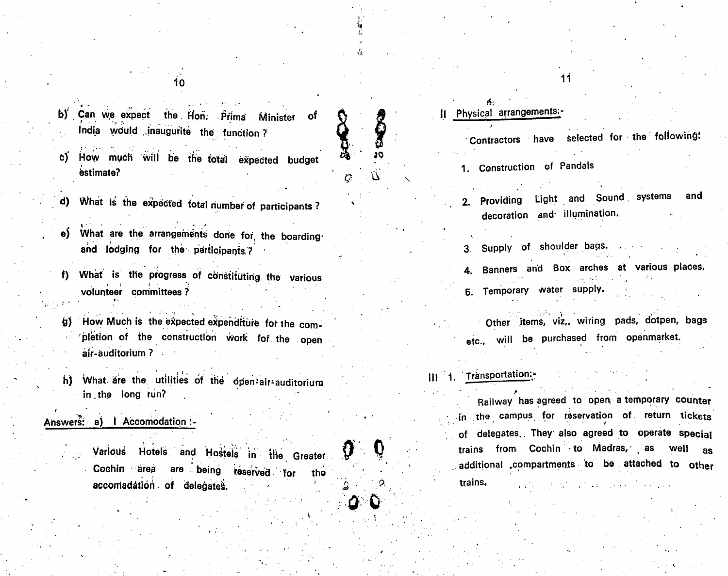b) Can we expect the Hon. Prima Minister of India would inaugurite the function ?

c) How much will be the total expected budget estimate?

d) What is the expected total number of participants ?

e) What are the arrangements done for the boarding and lodging for the participants ?

f) What is the progress of constituting the various volunteer committees ?

g) How Much is the expected expenditure for the completion of the construction work for the open air-auditorium ?

h) What are the utilities of the open-air-auditorium in the long run?

**Answers: a) I Accomodation :-**

Various Hotels and Hostels in the Greater Cochin area are being reserved for the accomadation of delegates.

**II Physical arrangements:-**

Contractors have selected for the following:

1. Construction of Pandals
2. Providing Light and Sound systems and decoration and illumination.
3. Supply of shoulder bags.
4. Banners and Box arches at various places.
5. Temporary water supply.

Other items, viz., wiring pads, dotpen, bags etc., will be purchased from openmarket.

**III 1. Transportation:-**

Railway has agreed to open a temporary counter in the campus for reservation of return tickets of delegates. They also agreed to operate special trains from Cochin to Madras, as well as additional compartments to be attached to other trains.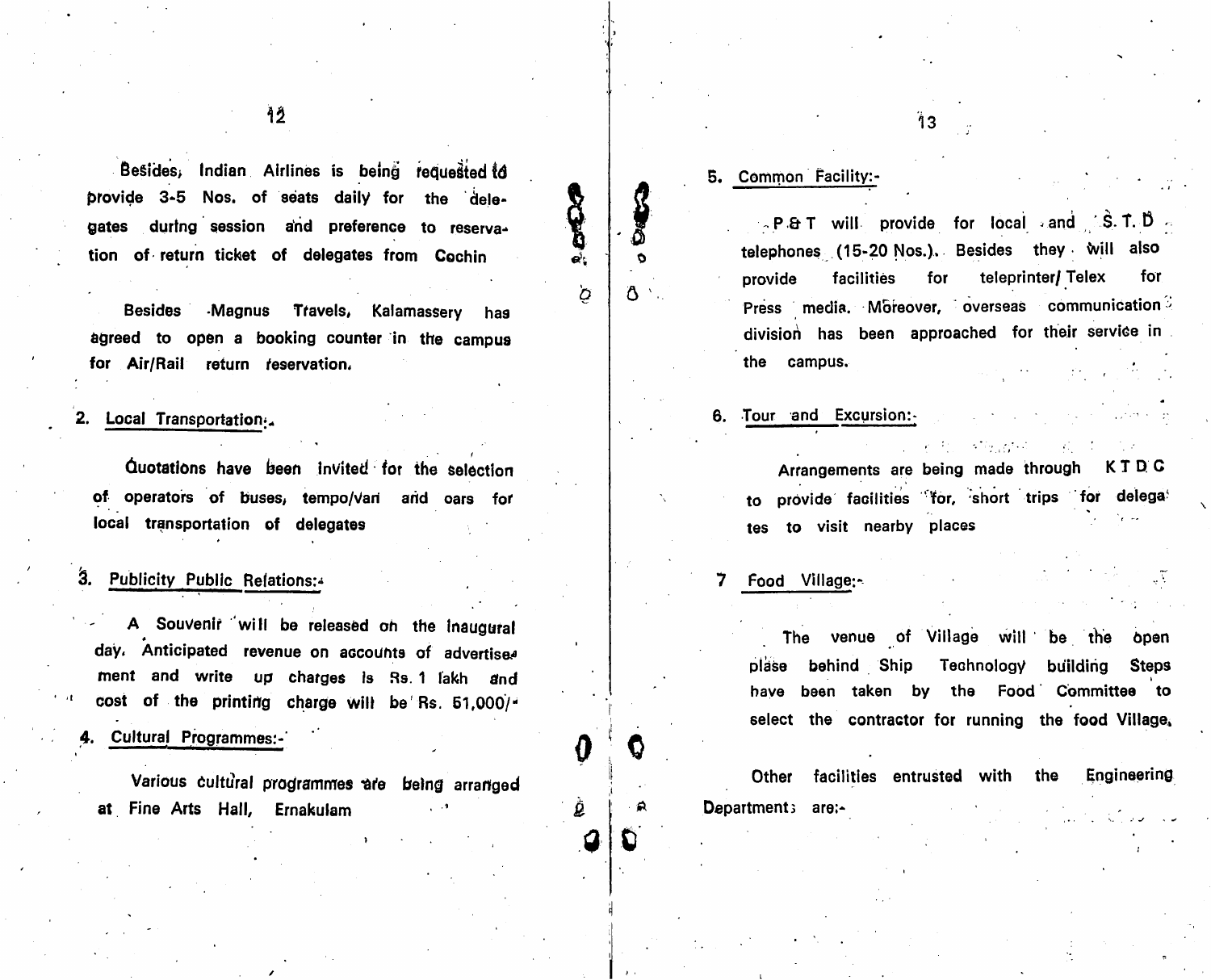Besides, Indian Airlines is being requested to provide 3-5 Nos. of seats daily for the delegates during session and preference to reservation of return ticket of delegates from Cochin

Besides Magnus Travels, Kalamassery has agreed to open a booking counter in the campus for Air/Rail return reservation.

## 2. Local Transportation:-

Quotations have been invited for the selection of operators of buses, tempo/van and cars for local transportation of delegates

## 3. Publicity Public Relations:-

A Souvenir will be released on the inaugural day. Anticipated revenue on accounts of advertisement and write up charges is Rs. 1 lakh and cost of the printing charge will be Rs. 51,000/-

## 4. Cultural Programmes:-

Various cultural programmes are being arranged at Fine Arts Hall, Ernakulam

## 5. Common Facility:-

P & T will provide for local and S. T. D telephones (15-20 Nos.). Besides they will also provide facilities for teleprinter/Telex for Press media. Moreover, overseas communication division has been approached for their service in the campus.

## 6. Tour and Excursion:-

Arrangements are being made through K T D C to provide facilities for, short trips for delegates to visit nearby places

## 7 Food Village:-

The venue of Village will be the open place behind Ship Technology building Steps have been taken by the Food Committee to select the contractor for running the food Village.

Other facilities entrusted with the Engineering Department are:-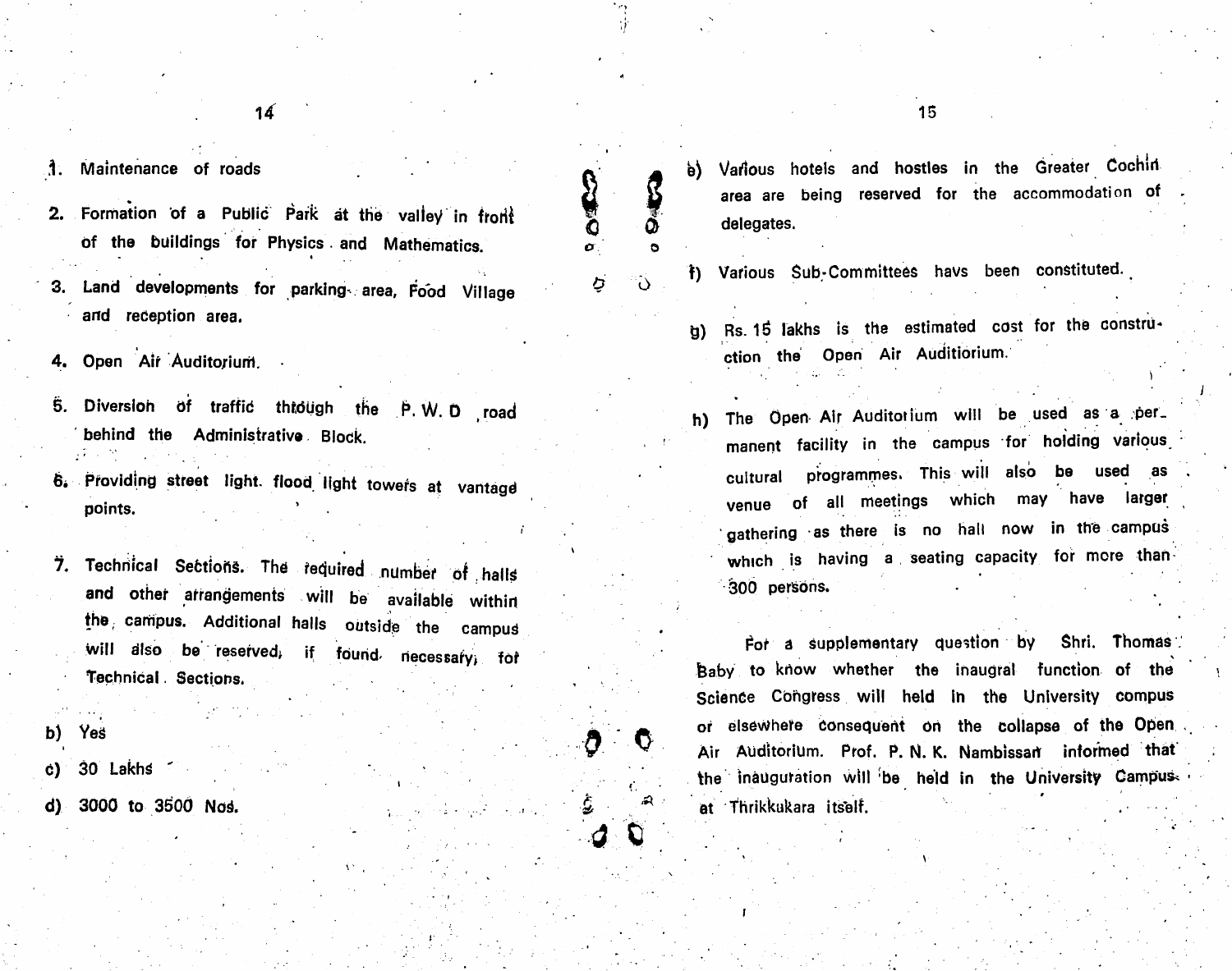1. Maintenance of roads

2. Formation of a Public Park at the valley in front of the buildings for Physics and Mathematics.

3. Land developments for parking area, Food Village and reception area.

4. Open Air Auditorium.

5. Diversion of traffic through the P. W. D road behind the Administrative Block.

6. Providing street light. flood light towers at vantage points.

7. Technical Sections. The required number of halls and other arrangements will be available within the campus. Additional halls outside the campus will also be reserved, if found necessary, for Technical Sections.

b) Yes

c) 30 Lakhs

d) 3000 to 3500 Nos.

e) Various hotels and hostles in the Greater Cochin area are being reserved for the accommodation of delegates.

f) Various Sub-Committees havs been constituted.

g) Rs. 15 lakhs is the estimated cost for the construction the Open Air Auditiorium.

h) The Open Air Auditorium will be used as a permanent facility in the campus for holding various cultural programmes. This will also be used as venue of all meetings which may have larger gathering as there is no hall now in the campus which is having a seating capacity for more than 300 persons.

For a supplementary question by Shri. Thomas Baby to know whether the inaugral function of the Science Congress will held in the University compus or elsewhere consequent on the collapse of the Open Air Auditorium. Prof. P. N. K. Nambissan informed that the inauguration will be held in the University Campus at Thrikkukara itself.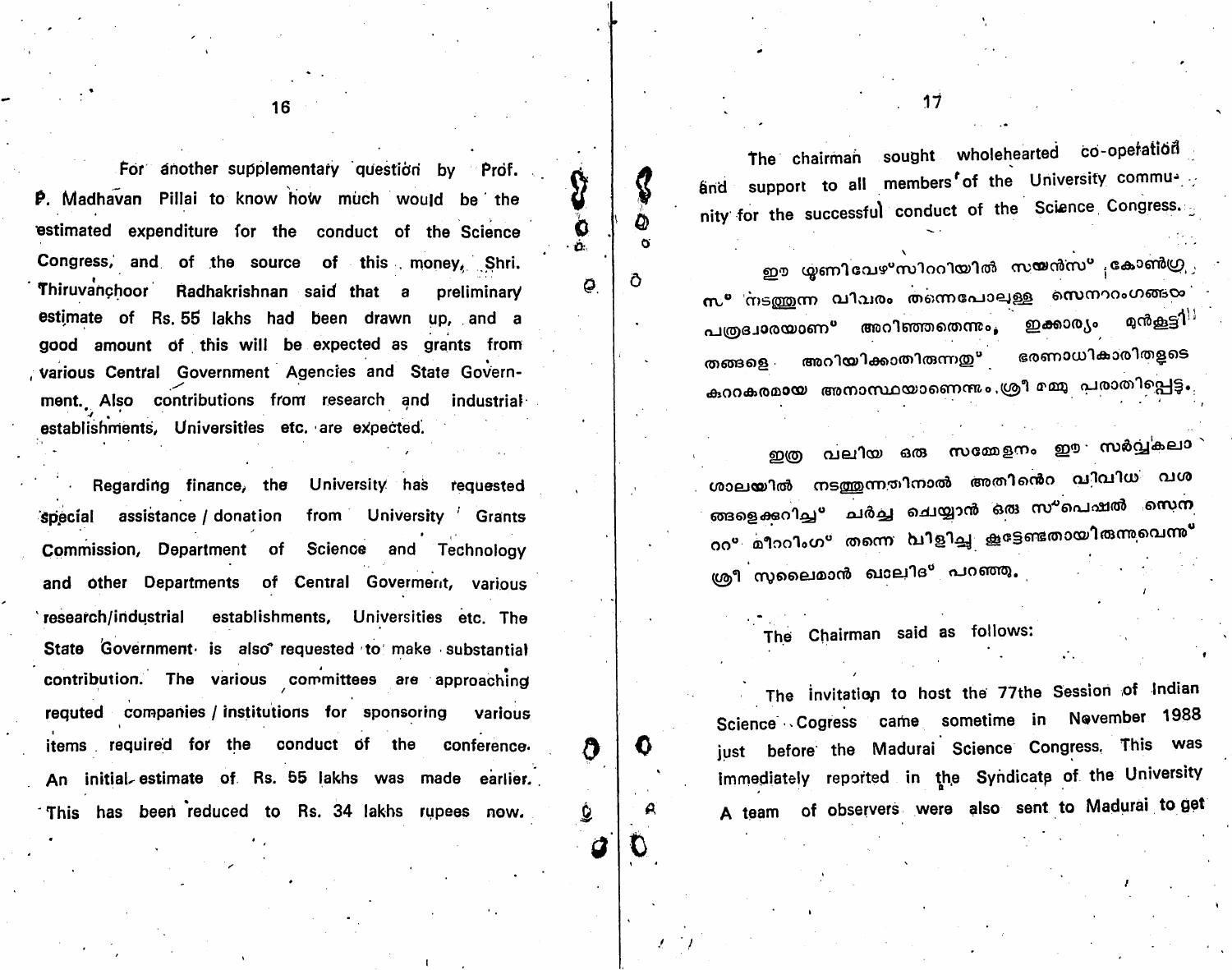For another supplementary question by Prof. P. Madhavan Pillai to know how much would be the estimated expenditure for the conduct of the Science Congress, and of the source of this money, Shri. Thiruvanchoor Radhakrishnan said that a preliminary estimate of Rs. 55 lakhs had been drawn up, and a good amount of this will be expected as grants from various Central Government Agencies and State Government. Also contributions from research and industrial establishments, Universities etc. are expected.

Regarding finance, the University has requested special assistance / donation from University Grants Commission, Department of Science and Technology and other Departments of Central Goverment, various research/industrial establishments, Universities etc. The State Government is also requested to make substantial contribution. The various committees are approaching requted companies / institutions for sponsoring various items required for the conduct of the conference. An initial estimate of Rs. 55 lakhs was made earlier. This has been reduced to Rs. 34 lakhs rupees now.

The chairman sought wholehearted co-operation and support to all members of the University community for the successful conduct of the Science Congress.

ഈ യൂണിവേഴ്സിററിയിൽ സയൻസ് കോൺഗ്രസ് നടത്തുന്ന വിവരം തന്നെപോലുള്ള സെനററംഗങ്ങടം പത്രദ്വാരയാണ് അറിഞ്ഞതെന്നും, ഇക്കാര്യം മുൻകൂട്ടി തങ്ങളെ അറിയിക്കാതിരുന്നത് ഭരണാധികാരിതളുടെ കുററകരമായ അനാസ്ഥയാണെന്നും ശ്രീ മമ്മു പരാതിപ്പെട്ടു.

ഇത്ര വലിയ ഒരു സമ്മേളനം ഈ സർവ്വകലാശാലയിൽ നടത്തുന്നതിനാൽ അതിന്റെ വിവിധ വശങ്ങളെക്കുറിച്ച് ചർച്ച ചെയ്യാൻ ഒരു സ്പെഷൽ സെനററ് മീററിംഗ് തന്നെ വിളിച്ചു കൂട്ടേണ്ടതായിരുന്നുവെന്ന് ശ്രീ സുലൈമാൻ ഖാലിദ് പറഞ്ഞു.

The Chairman said as follows:

The invitation to host the 77the Session of Indian Science Cogress came sometime in November 1988 just before the Madurai Science Congress. This was immediately reported in the Syndicate of the University A team of observers were also sent to Madurai to get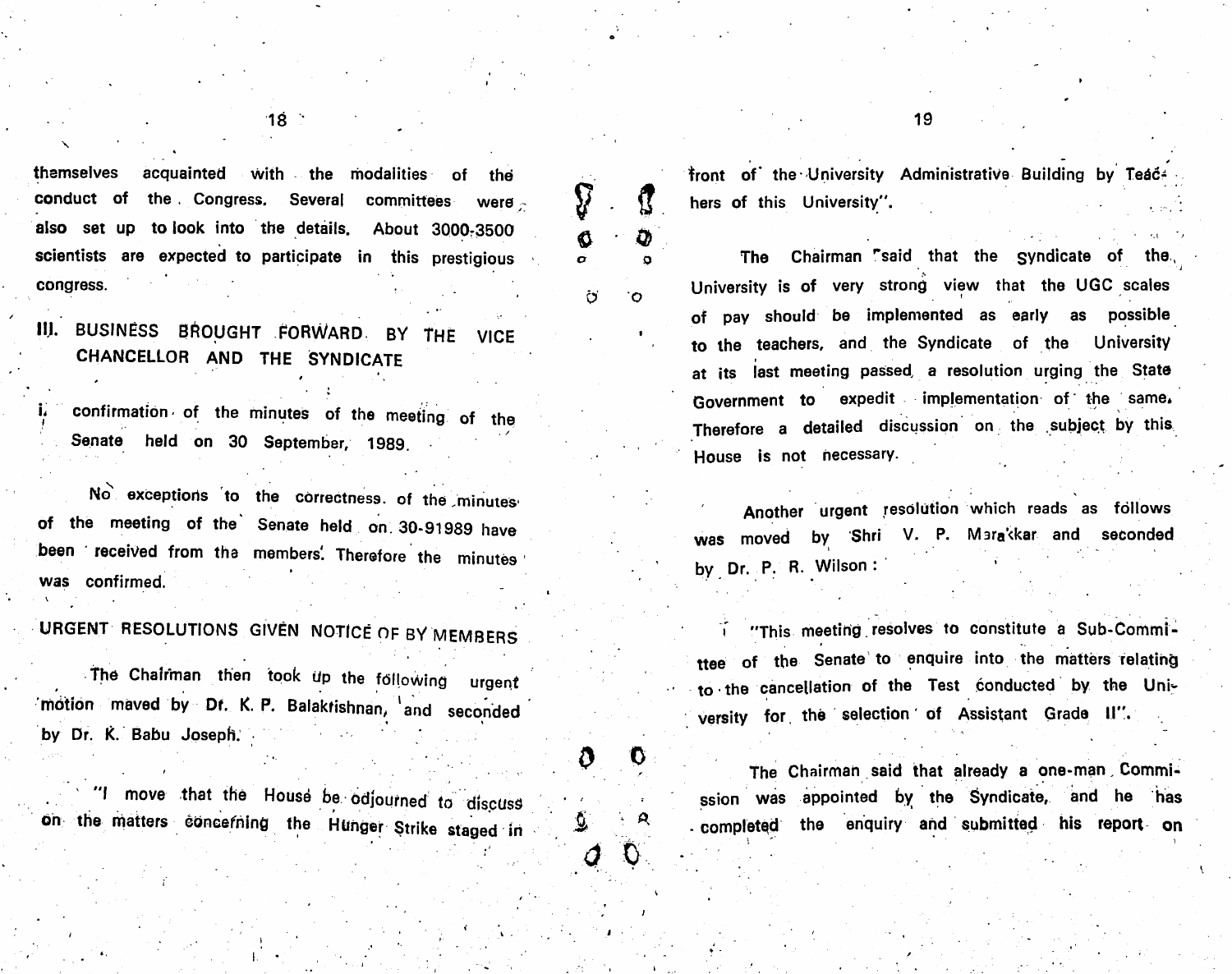themselves acquainted with the modalities of the conduct of the Congress. Several committees were also set up to look into the details. About 3000-3500 scientists are expected to participate in this prestigious congress.

## III. BUSINESS BROUGHT FORWARD BY THE VICE CHANCELLOR AND THE SYNDICATE

i. confirmation of the minutes of the meeting of the Senate held on 30 September, 1989.

No exceptions to the correctness of the minutes of the meeting of the Senate held on 30-91989 have been received from the members. Therefore the minutes was confirmed.

## URGENT RESOLUTIONS GIVEN NOTICE OF BY MEMBERS

The Chairman then took up the following urgent motion maved by Dr. K. P. Balakrishnan, and seconded by Dr. K. Babu Joseph.

"I move that the House be adjourned to discuss on the matters concerning the Hunger Strike staged in front of the University Administrative Building by Teachers of this University".

The Chairman said that the Syndicate of the University is of very strong view that the UGC scales of pay should be implemented as early as possible to the teachers, and the Syndicate of the University at its last meeting passed a resolution urging the State Government to expedit implementation of the same. Therefore a detailed discussion on the subject by this House is not necessary.

Another urgent resolution which reads as follows was moved by Shri V. P. Marakkar and seconded by Dr. P. R. Wilson:

"This meeting resolves to constitute a Sub-Committee of the Senate to enquire into the matters relating to the cancellation of the Test conducted by the University for the selection of Assistant Grade II".

The Chairman said that already a one-man Commission was appointed by the Syndicate, and he has completed the enquiry and submitted his report on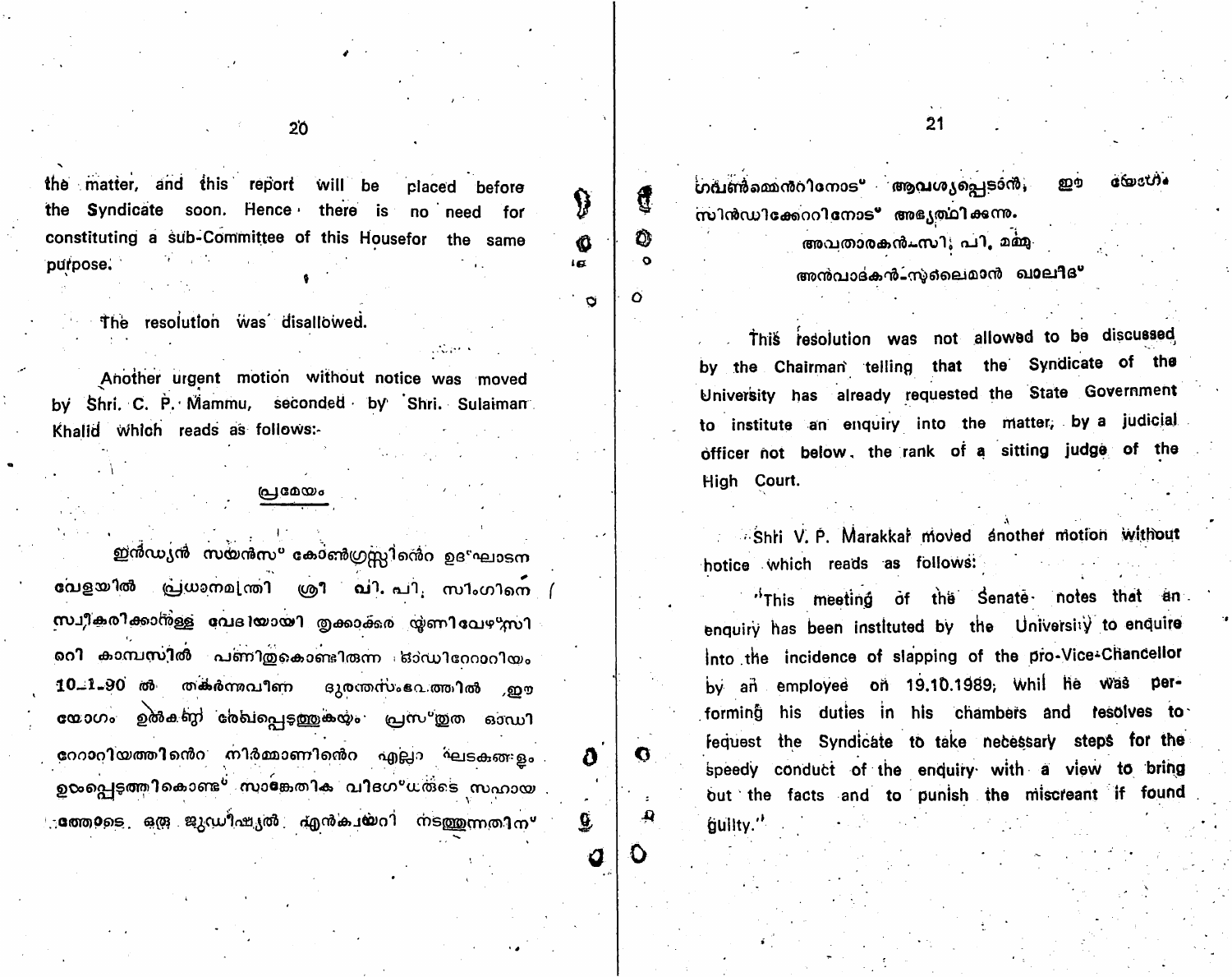the matter, and this report will be placed before the Syndicate soon. Hence there is no need for constituting a sub-Committee of this Housefor the same purpose.

The resolution was disallowed.

Another urgent motion without notice was moved by Shri. C. P. Mammu, seconded by Shri. Sulaiman Khalid which reads as follows:-

പ്രമേയം

ഇൻഡ്യൻ സയൻസ് കോൺഗ്രസ്സിന്റെ ഉദ്ഘാടന വേളയിൽ പ്രധാനമന്ത്രി ശ്രീ വി. പി. സിംഗിനെ സ്വീകരിക്കാനുള്ള വേദിയായി തൃക്കാക്കര യൂണിവേഴ്സിറ്റി കാമ്പസിൽ പണിതുകൊണ്ടിരുന്ന ഓഡിറ്റോറിയം 10-1-90 ൽ തകർന്നുവീണ ദുരന്തസംഭവത്തിൽ ഈ യോഗം ഉൽകണ്ഠ രേഖപ്പെടുത്തുകയും പ്രസ്തുത ഓഡിറ്റോറിയത്തിന്റെ നിർമ്മാണത്തിന്റെ എല്ലാ ഘടകങ്ങളും ഉൾപ്പെടുത്തികൊണ്ട് സാങ്കേതിക വിദഗ്ധരുടെ സഹായത്തോടെ ഒരു ജുഡീഷ്യൽ എൻകയ്റി നടത്തുന്നതിന് ഗവൺമെന്റിനോട് ആവശ്യപ്പെടാൻ, ഈ യോഗം സിൻഡിക്കേറ്റിനോട് അഭ്യർത്ഥിക്കുന്നു.

അവതാരകൻ—സി. പി. മമ്മു
അനുവാദകൻ—സുലൈമാൻ ഖാലിദ്

This resolution was not allowed to be discussed by the Chairman telling that the Syndicate of the University has already requested the State Government to institute an enquiry into the matter, by a judicial officer not below the rank of a sitting judge of the High Court.

Shri V. P. Marakkar moved another motion without notice which reads as follows:

"This meeting of the Senate notes that an enquiry has been instituted by the University to enquire into the incidence of slapping of the pro-Vice-Chancellor by an employee on 19.10.1989, whil he was performing his duties in his chambers and resolves to request the Syndicate to take necessary steps for the speedy conduct of the enquiry with a view to bring out the facts and to punish the miscreant if found guilty."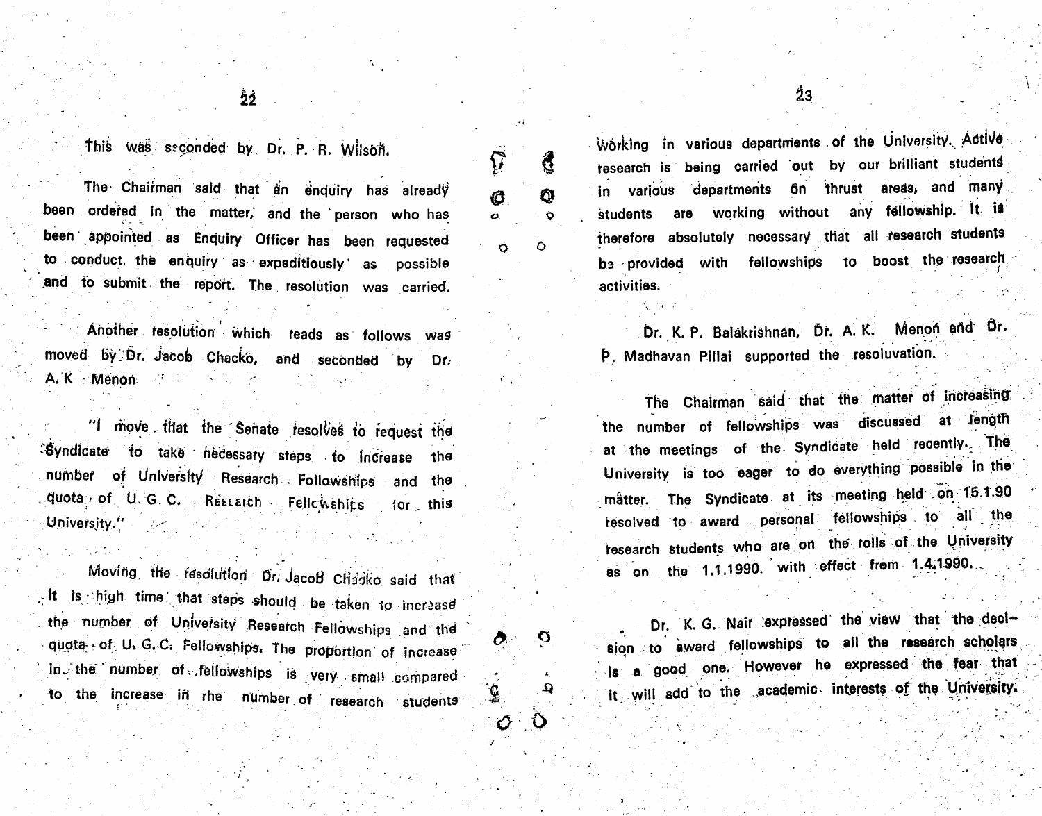This was seconded by Dr. P. R. Wilson.

The Chairman said that an enquiry has already been ordered in the matter, and the person who has been appointed as Enquiry Officer has been requested to conduct the enquiry as expeditiously as possible and to submit the report. The resolution was carried.

Another resolution which reads as follows was moved by Dr. Jacob Chacko, and seconded by Dr. A. K. Menon

"I move that the Senate resolves to request the Syndicate to take necessary steps to increase the number of University Research Fellowships and the quota of U. G. C. Research Fellowships for this University."

Moving the resolution Dr. Jacob Chacko said that it is high time that steps should be taken to increase the number of University Research Fellowships and the quota of U. G. C. Fellowships. The proportion of increase in the number of fellowships is very small compared to the increase in the number of research students working in various departments of the University. Active research is being carried out by our brilliant students in various departments on thrust areas, and many students are working without any fellowship. It is therefore absolutely necessary that all research students be provided with fellowships to boost the research activities.

Dr. K. P. Balakrishnan, Dr. A. K. Menon and Dr. P. Madhavan Pillai supported the resoluvation.

The Chairman said that the matter of increasing the number of fellowships was discussed at length at the meetings of the Syndicate held recently. The University is too eager to do everything possible in the matter. The Syndicate at its meeting held on 15.1.90 resolved to award personal fellowships to all the research students who are on the rolls of the University as on the 1.1.1990. with effect from 1.4.1990.

Dr. K. G. Nair expressed the view that the decision to award fellowships to all the research scholars is a good one. However he expressed the fear that it will add to the academic interests of the University.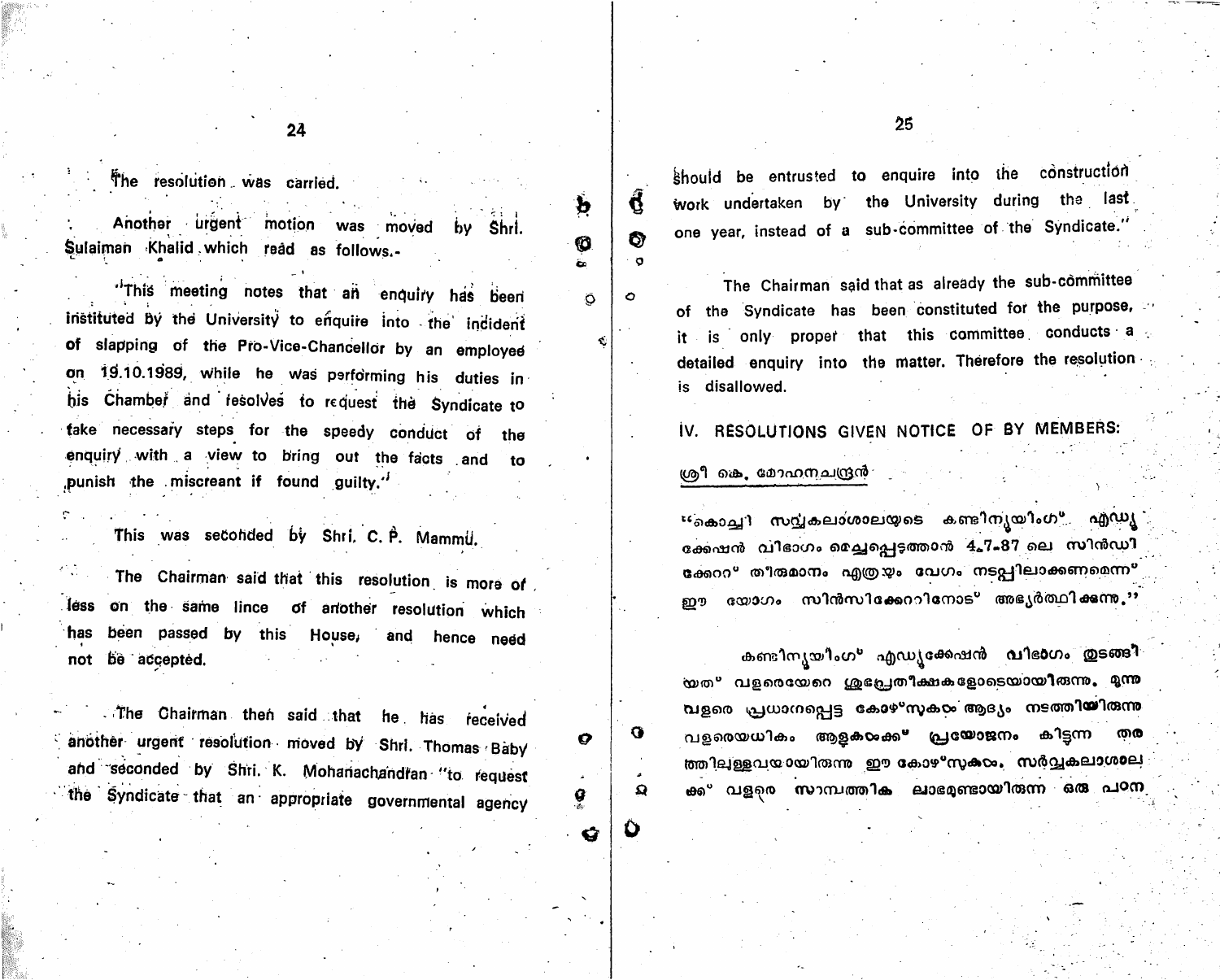The resolution was carried.

Another urgent motion was moved by Shri. Sulaiman Khalid which read as follows.-

"This meeting notes that an enquiry has been instituted by the University to enquire into the incident of slapping of the Pro-Vice-Chancellor by an employee on 19.10.1989, while he was performing his duties in his Chamber and resolves to request the Syndicate to take necessary steps for the speedy conduct of the enquiry with a view to bring out the facts and to punish the miscreant if found guilty."

This was seconded by Shri. C. P. Mammu.

The Chairman said that this resolution is more or less on the same line of another resolution which has been passed by this House, and hence need not be accepted.

The Chairman then said that he has received another urgent resolution moved by Shri. Thomas Baby and seconded by Shri. K. Mohanachandran "to request the Syndicate that an appropriate governmental agency should be entrusted to enquire into the construction work undertaken by the University during the last one year, instead of a sub-committee of the Syndicate."

The Chairman said that as already the sub-committee of the Syndicate has been constituted for the purpose, it is only proper that this committee conducts a detailed enquiry into the matter. Therefore the resolution is disallowed.

## IV. RESOLUTIONS GIVEN NOTICE OF BY MEMBERS:

ശ്രീ കെ. മോഹനചന്ദ്രൻ

"കൊച്ചി സർവ്വകലാശാലയുടെ കണ്ടിന്യൂയിംഗ് എഡ്യൂക്കേഷൻ വിഭാഗം മെച്ചപ്പെടുത്താൻ 4.7.87 ലെ സിൻഡിക്കേറ്റ് തീരുമാനം എത്രയും വേഗം നടപ്പിലാക്കണമെന്ന് ഈ യോഗം സിൻസിക്കേറ്റിനോട് അഭ്യർത്ഥിക്കുന്നു."

കണ്ടിന്യൂയിംഗ് എഡ്യൂക്കേഷൻ വിഭാഗം തുടങ്ങിയത് വളരെയേറെ ശുഭപ്രതീക്ഷകളോടെയായിരുന്നു. മൂന്നു വളരെ പ്രധാനപ്പെട്ട കോഴ്സുകം ആദ്യം നടത്തിയിരുന്നു വളരെയധികം ആളുകൾക്ക് പ്രയോജനം കിട്ടുന്ന തരത്തിലുള്ളവയായിരുന്നു ഈ കോഴ്സുകം. സർവ്വകലാശാലക്ക് വളരെ സാമ്പത്തിക ലാഭമുണ്ടായിരുന്ന ഒരു പഠന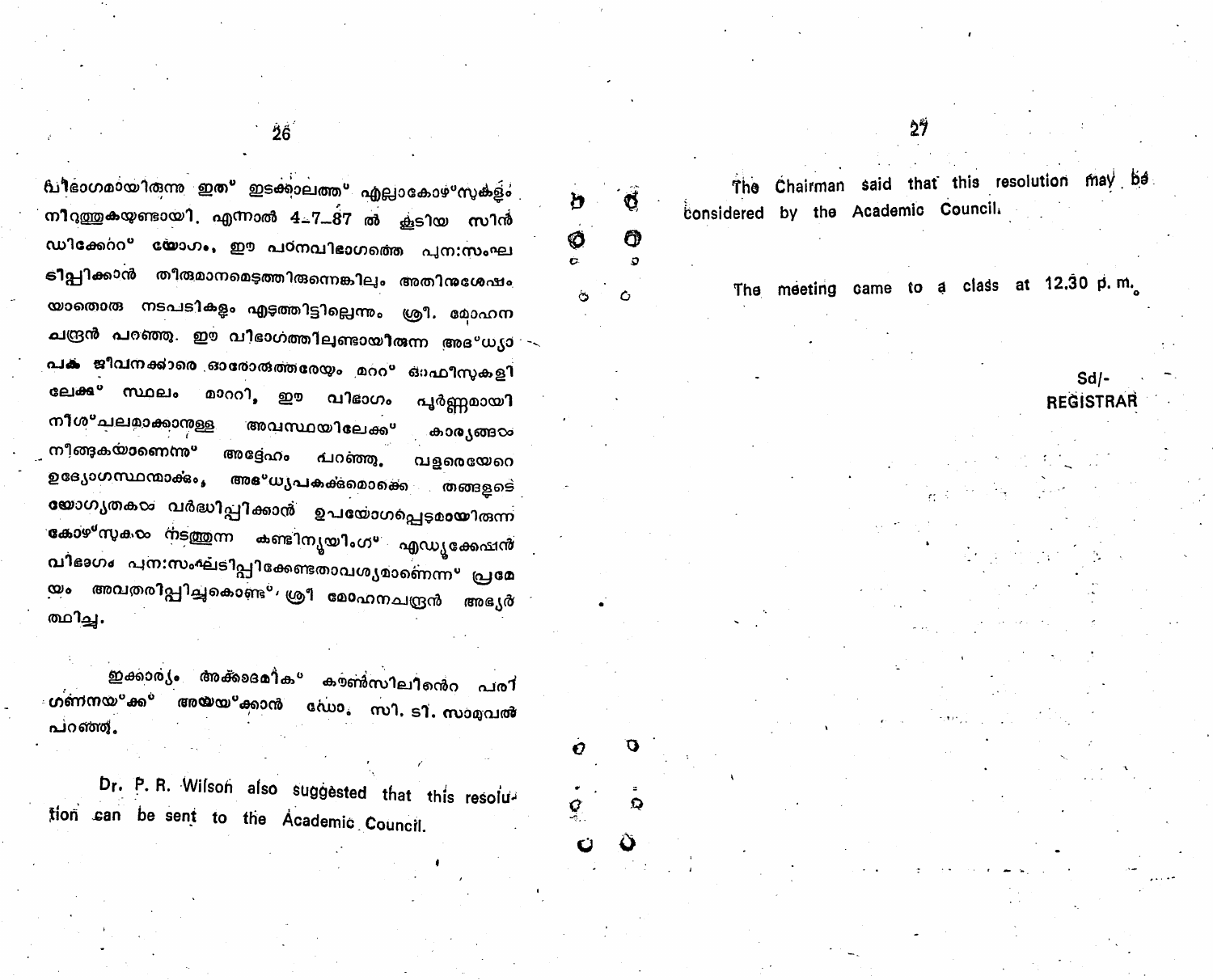വിഭാഗമായിരുന്ന ഇത് ഇടക്കാലത്ത് എല്ലാകോഴ്സുകളും നിറുത്തുകയുണ്ടായി. എന്നാൽ 4–7–87 ൽ കൂടിയ സിൻഡിക്കേററ് യോഗം, ഈ പഠനവിഭാഗത്തെ പുന:സംഘടിപ്പിക്കാൻ തീരുമാനമെടുത്തിരുന്നെങ്കിലും അതിനുശേഷം യാതൊരു നടപടികളും എടുത്തിട്ടില്ലെന്നും ശ്രീ. മോഹനചന്ദ്രൻ പറഞ്ഞു. ഈ വിഭാഗത്തിലുണ്ടായിരുന്ന അദ്ധ്യാപക ജീവനക്കാരെ ഓരോരുത്തരേയും മററ് ഓഫീസുകളിലേക്ക് സ്ഥലം മാററി, ഈ വിഭാഗം പൂർണ്ണമായി നിശ്ചലമാക്കാനുള്ള അവസ്ഥയിലേക്ക് കാര്യങ്ങൾ നീങ്ങുകയാണെന്നും അദ്ദേഹം പറഞ്ഞു. വളരെയേറെ ഉദ്യോഗസ്ഥന്മാർക്കും, അദ്ധ്യാപകർക്കുമൊക്കെ തങ്ങളുടെ യോഗ്യതകൾ വർദ്ധിപ്പിക്കാൻ ഉപയോഗപ്പെട്ടതായിരുന്ന കോഴ്സുകൾ നടത്തുന്ന കണ്ടിന്യൂയിംഗ് എഡ്യൂക്കേഷൻ വിഭാഗം പുന:സംഘടിപ്പിക്കേണ്ടതാവശ്യമാണെന്ന് പ്രമേയം അവതരിപ്പിച്ചുകൊണ്ട്, ശ്രീ മോഹനചന്ദ്രൻ അഭ്യർത്ഥിച്ചു.

ഇക്കാര്യം അക്കാദമിക് കൗൺസിലിന്റെ പരിഗണനയ്ക്ക് അയയ്ക്കാൻ ഡോ. സി. ടി. സാമുവൽ പറഞ്ഞു.

Dr. P. R. Wilson also suggested that this resolution can be sent to the Academic Council.

The Chairman said that this resolution may be considered by the Academic Council.

The meeting came to a class at 12.30 p. m.

Sd/-
REGISTRAR